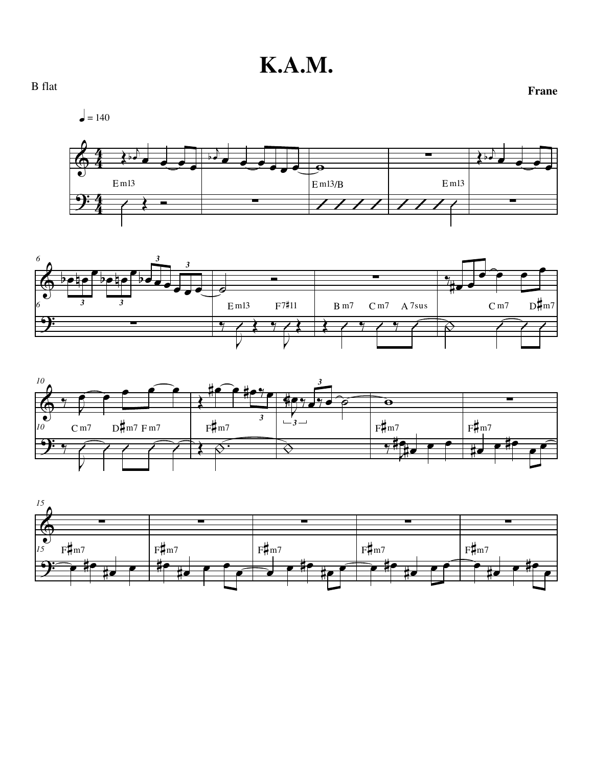# K.A.M.

B flat

**Frane**

♩ = 140

Em13 | | Em13/B | | Em13

6 | | Em13 F7♯11 | Bm7 Cm7 A7sus | Cm7 D♯m7

10 Cm7 D♯m7 Fm7 | F♯m7 | | F♯m7 | F♯m7

15 F♯m7 | F♯m7 | F♯m7 | F♯m7 | F♯m7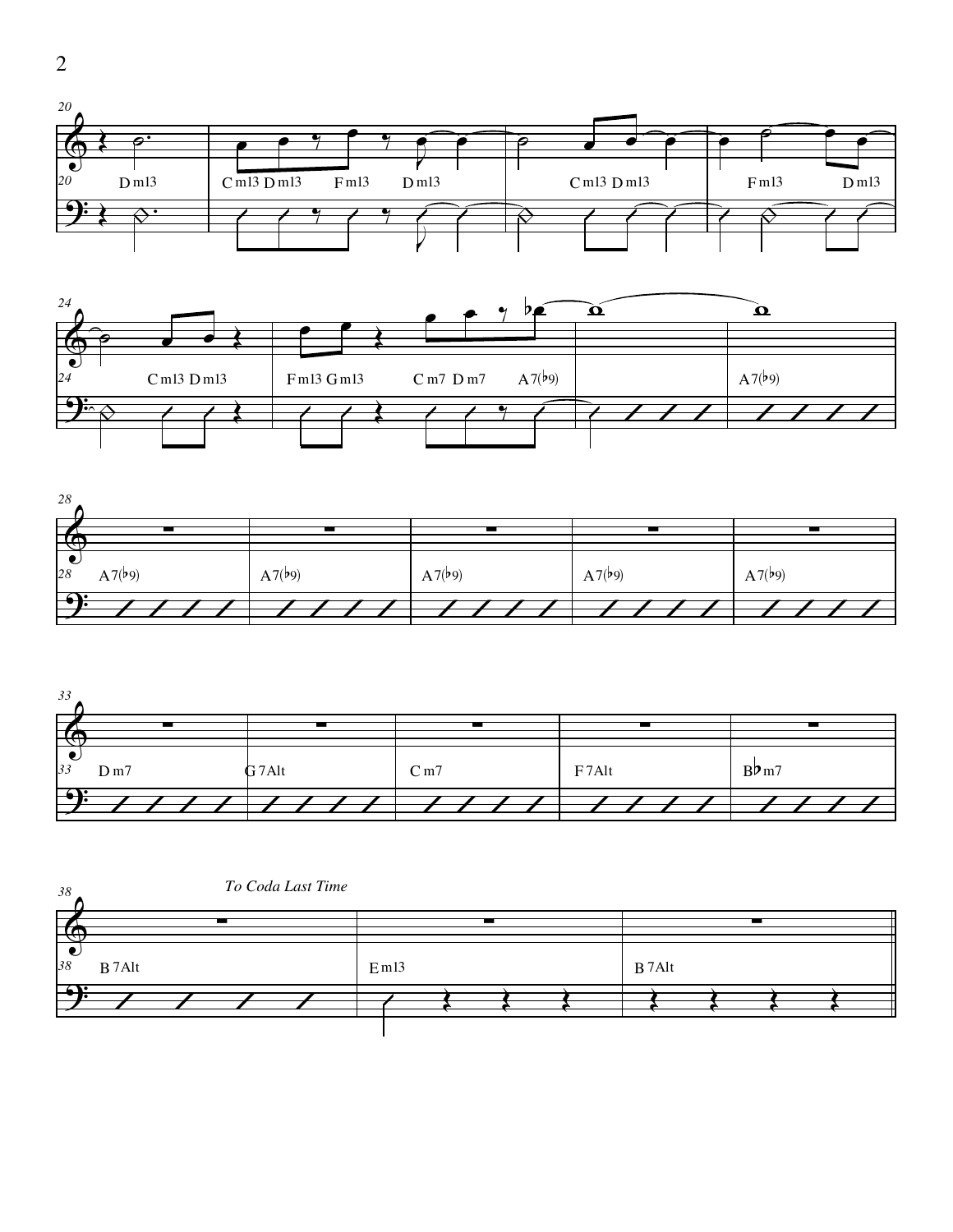*To Coda Last Time*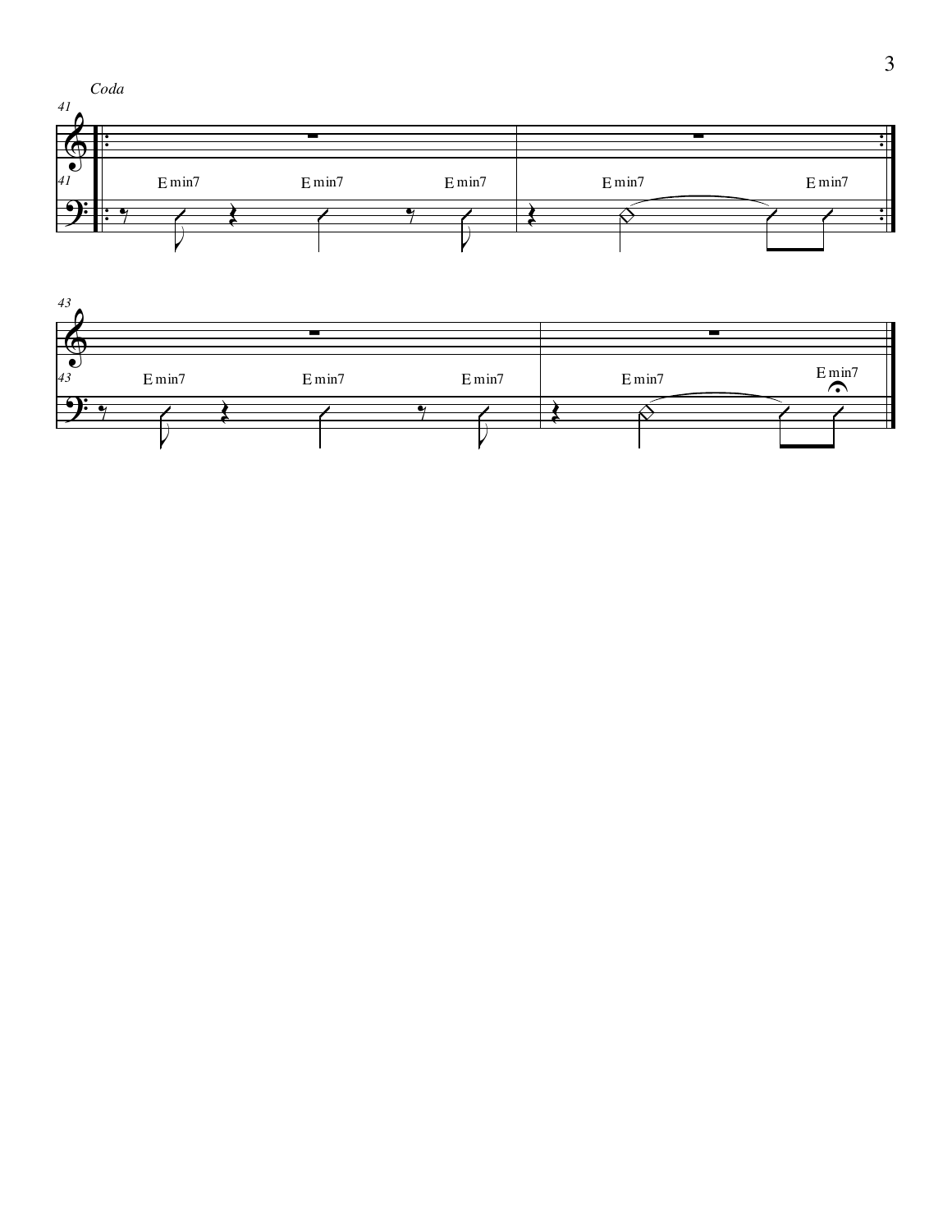*Coda*

41

E min7 E min7 E min7 E min7 E min7

43

E min7 E min7 E min7 E min7 E min7